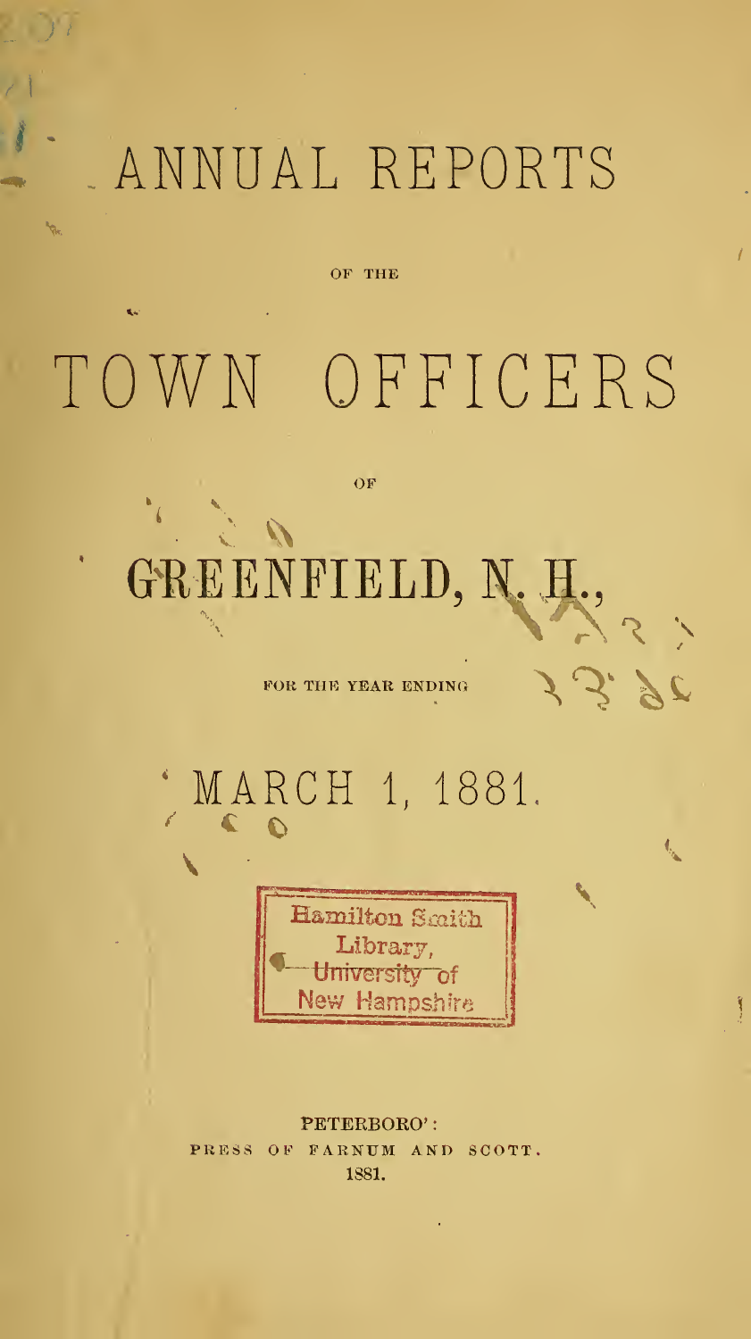# ANNUAL REPORTS

OF THE

# TOWN OFFICERS

OF

# GREENFIELD, N. H.,

FOR THE YEAR ENDING

## MARCH 1, 1881.

Hamilton Smith
Library,
University of
New Hampshire

PETERBORO':
PRESS OF FARNUM AND SCOTT.
1881.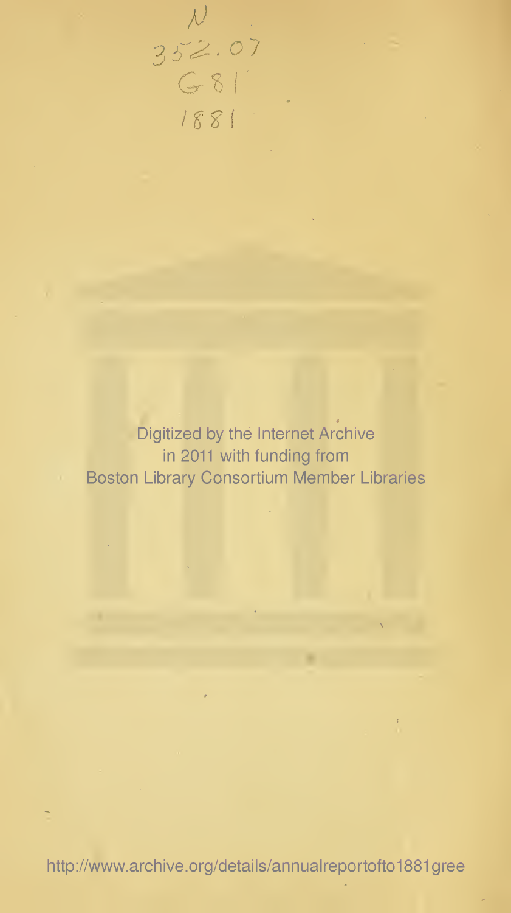N
352.07
G81
1881

Digitized by the Internet Archive
in 2011 with funding from
Boston Library Consortium Member Libraries

http://www.archive.org/details/annualreportofto1881gree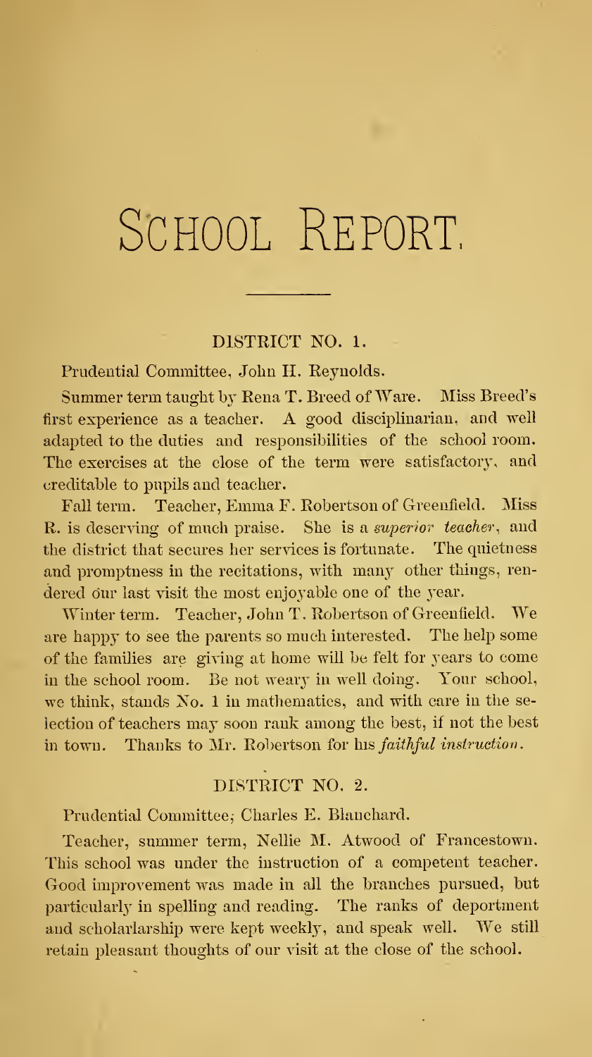# SCHOOL REPORT.

---

## DISTRICT NO. 1.

Prudential Committee, John H. Reynolds.

Summer term taught by Rena T. Breed of Ware. Miss Breed's first experience as a teacher. A good disciplinarian, and well adapted to the duties and responsibilities of the school room. The exercises at the close of the term were satisfactory, and creditable to pupils and teacher.

Fall term. Teacher, Emma F. Robertson of Greenfield. Miss R. is deserving of much praise. She is a *superior teacher*, and the district that secures her services is fortunate. The quietness and promptness in the recitations, with many other things, rendered our last visit the most enjoyable one of the year.

Winter term. Teacher, John T. Robertson of Greenfield. We are happy to see the parents so much interested. The help some of the families are giving at home will be felt for years to come in the school room. Be not weary in well doing. Your school, we think, stands No. 1 in mathematics, and with care in the selection of teachers may soon rank among the best, if not the best in town. Thanks to Mr. Robertson for his *faithful instruction*.

## DISTRICT NO. 2.

Prudential Committee, Charles E. Blanchard.

Teacher, summer term, Nellie M. Atwood of Francestown. This school was under the instruction of a competent teacher. Good improvement was made in all the branches pursued, but particularly in spelling and reading. The ranks of deportment and scholarlarship were kept weekly, and speak well. We still retain pleasant thoughts of our visit at the close of the school.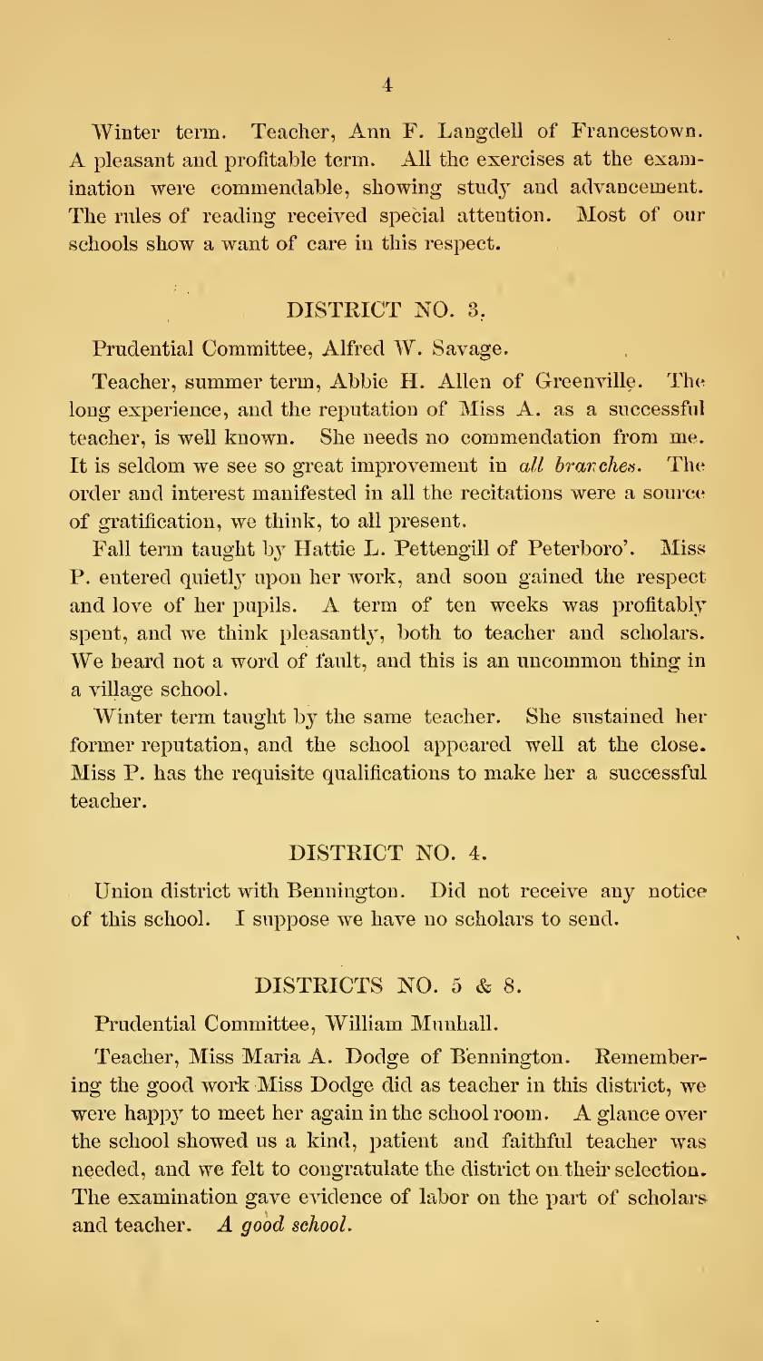Winter term. Teacher, Ann F. Langdell of Francestown. A pleasant and profitable term. All the exercises at the examination were commendable, showing study and advancement. The rules of reading received special attention. Most of our schools show a want of care in this respect.

## DISTRICT NO. 3.

Prudential Committee, Alfred W. Savage.

Teacher, summer term, Abbie H. Allen of Greenville. The long experience, and the reputation of Miss A. as a successful teacher, is well known. She needs no commendation from me. It is seldom we see so great improvement in *all branches*. The order and interest manifested in all the recitations were a source of gratification, we think, to all present.

Fall term taught by Hattie L. Pettengill of Peterboro'. Miss P. entered quietly upon her work, and soon gained the respect and love of her pupils. A term of ten weeks was profitably spent, and we think pleasantly, both to teacher and scholars. We heard not a word of fault, and this is an uncommon thing in a village school.

Winter term taught by the same teacher. She sustained her former reputation, and the school appeared well at the close. Miss P. has the requisite qualifications to make her a successful teacher.

## DISTRICT NO. 4.

Union district with Bennington. Did not receive any notice of this school. I suppose we have no scholars to send.

## DISTRICTS NO. 5 & 8.

Prudential Committee, William Munhall.

Teacher, Miss Maria A. Dodge of Bennington. Remembering the good work Miss Dodge did as teacher in this district, we were happy to meet her again in the school room. A glance over the school showed us a kind, patient and faithful teacher was needed, and we felt to congratulate the district on their selection. The examination gave evidence of labor on the part of scholars and teacher. *A good school.*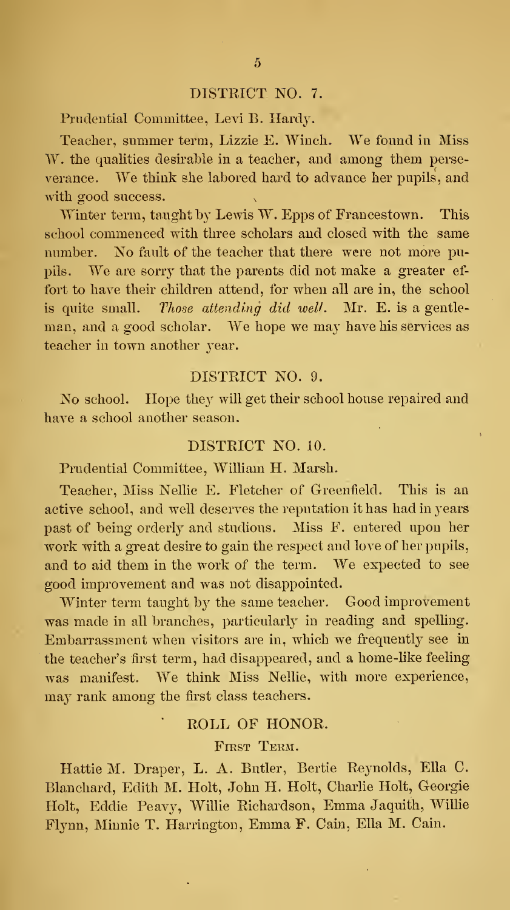## DISTRICT NO. 7.

Prudential Committee, Levi B. Hardy.

Teacher, summer term, Lizzie E. Winch. We found in Miss W. the qualities desirable in a teacher, and among them perseverance. We think she labored hard to advance her pupils, and with good success.

Winter term, taught by Lewis W. Epps of Francestown. This school commenced with three scholars and closed with the same number. No fault of the teacher that there were not more pupils. We are sorry that the parents did not make a greater effort to have their children attend, for when all are in, the school is quite small. *Those attending did well*. Mr. E. is a gentleman, and a good scholar. We hope we may have his services as teacher in town another year.

## DISTRICT NO. 9.

No school. Hope they will get their school house repaired and have a school another season.

## DISTRICT NO. 10.

Prudential Committee, William H. Marsh.

Teacher, Miss Nellie E. Fletcher of Greenfield. This is an active school, and well deserves the reputation it has had in years past of being orderly and studious. Miss F. entered upon her work with a great desire to gain the respect and love of her pupils, and to aid them in the work of the term. We expected to see good improvement and was not disappointed.

Winter term taught by the same teacher. Good improvement was made in all branches, particularly in reading and spelling. Embarrassment when visitors are in, which we frequently see in the teacher's first term, had disappeared, and a home-like feeling was manifest. We think Miss Nellie, with more experience, may rank among the first class teachers.

## ROLL OF HONOR.

### First Term.

Hattie M. Draper, L. A. Butler, Bertie Reynolds, Ella C. Blanchard, Edith M. Holt, John H. Holt, Charlie Holt, Georgie Holt, Eddie Peavy, Willie Richardson, Emma Jaquith, Willie Flynn, Minnie T. Harrington, Emma F. Cain, Ella M. Cain.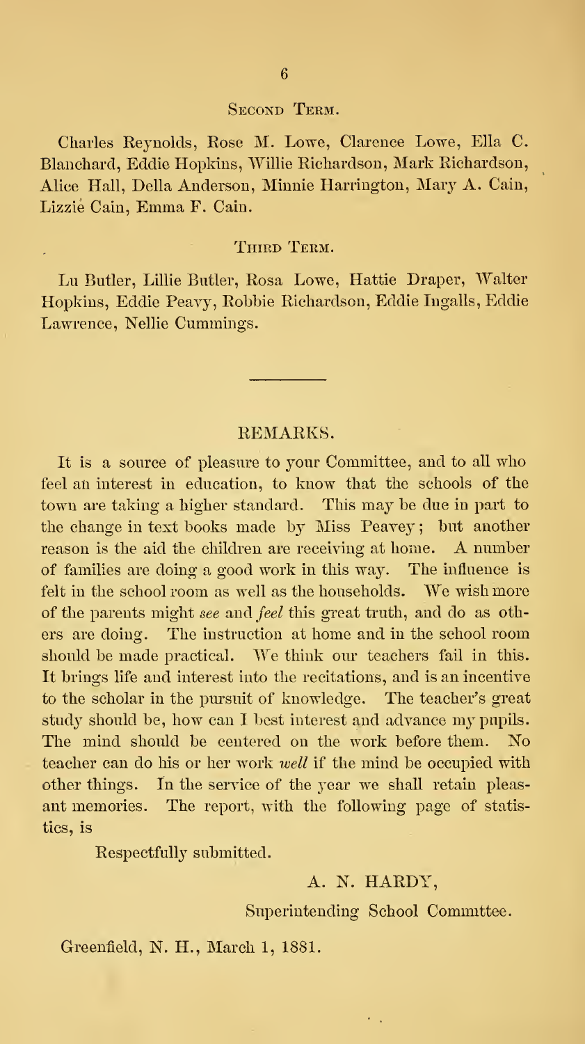### Second Term.

Charles Reynolds, Rose M. Lowe, Clarence Lowe, Ella C. Blanchard, Eddie Hopkins, Willie Richardson, Mark Richardson, Alice Hall, Della Anderson, Minnie Harrington, Mary A. Cain, Lizzie Cain, Emma F. Cain.

### Third Term.

Lu Butler, Lillie Butler, Rosa Lowe, Hattie Draper, Walter Hopkins, Eddie Peavy, Robbie Richardson, Eddie Ingalls, Eddie Lawrence, Nellie Cummings.

---

## REMARKS.

It is a source of pleasure to your Committee, and to all who feel an interest in education, to know that the schools of the town are taking a higher standard. This may be due in part to the change in text books made by Miss Peavey; but another reason is the aid the children are receiving at home. A number of families are doing a good work in this way. The influence is felt in the school room as well as the households. We wish more of the parents might *see* and *feel* this great truth, and do as others are doing. The instruction at home and in the school room should be made practical. We think our teachers fail in this. It brings life and interest into the recitations, and is an incentive to the scholar in the pursuit of knowledge. The teacher's great study should be, how can I best interest and advance my pupils. The mind should be centered on the work before them. No teacher can do his or her work *well* if the mind be occupied with other things. In the service of the year we shall retain pleasant memories. The report, with the following page of statistics, is

Respectfully submitted.

A. N. HARDY,

Superintending School Committee.

Greenfield, N. H., March 1, 1881.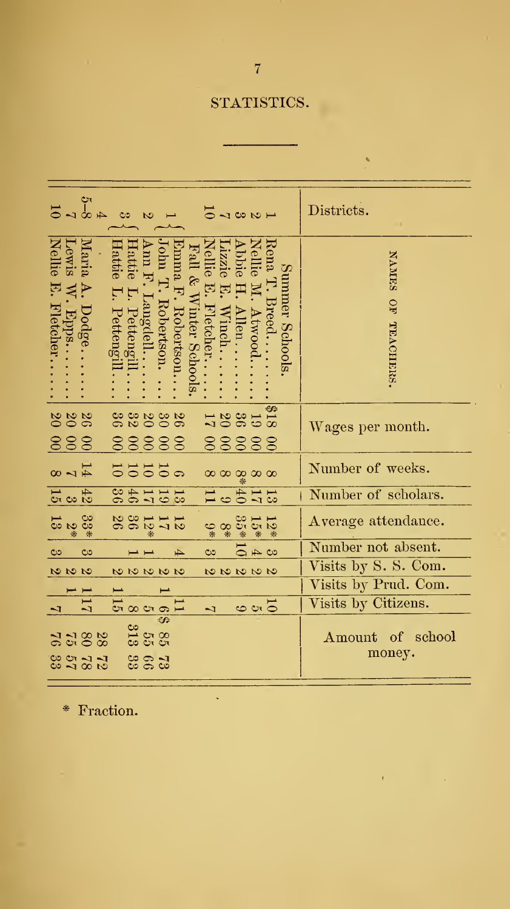# STATISTICS.

| Districts. | NAMES OF TEACHERS. | Wages per month. | Number of weeks. | Number of scholars. | Average attendance. | Number not absent. | Visits by S. S. Com. | Visits by Prud. Com. | Visits by Citizens. | Amount of school money. |
|---|---|---|---|---|---|---|---|---|---|---|
| | Summer Schools. | | | | | | | | | |
| 1 | Rena T. Breed...... | $18 00 | 8 | 13 | 12* | 3 | 2 | | 10 | |
| 2 | Nellie M. Atwood...... | 19 00 | 8 | 17 | 15* | 4 | 2 | | 5 | |
| 3 | Abbie H. Allen...... | 36 00 | 8* | 40 | 35* | 10 | 2 | | 6 | |
| 7 | Lizzie E. Winch...... | 20 00 | 8 | 9 | 8* | | 2 | | | |
| 10 | Nellie E. Fletcher...... | 17 00 | 8 | 11 | 9* | 3 | 2 | | 7 | |
| | Fall & Winter Schools. | | | | | | | | | |
| 1 | Emma F. Robertson...... | 26 00 | 9 | 13 | 12 | 4 | 2 | | 11 | $85 73 |
| | John T. Robertson...... | 30 00 | 10 | 19 | 17 | | 2 | 1 | 6 | |
| 2 | Ann F. Langdell...... | 20 00 | 10 | 17 | 12* | 1 | 2 | | 5 | 55 66 |
| | Hattie L. Pettengill...... | 32 00 | 10 | 46 | 36 | 1 | 2 | | 8 | |
| 3 | Hattie L. Pettengill...... | 36 00 | 10 | 36 | 26 | | 2 | 1 | 15 | 313 33 |
| 4 | Maria A. Dodge...... | 26 00 | 14 | 42 | 33* | 3 | 2 | 1 | 17 | 28 72 |
| 5–8 | | | | | | | | | | 80 78 |
| 7 | Lewis W. Epps...... | 20 00 | 7 | 3 | 2* | | 2 | 1 | | 75 57 |
| 10 | Nellie E. Fletcher...... | 20 00 | 8 | 15 | 13 | 3 | 2 | | 7 | 76 33 |

\* Fraction.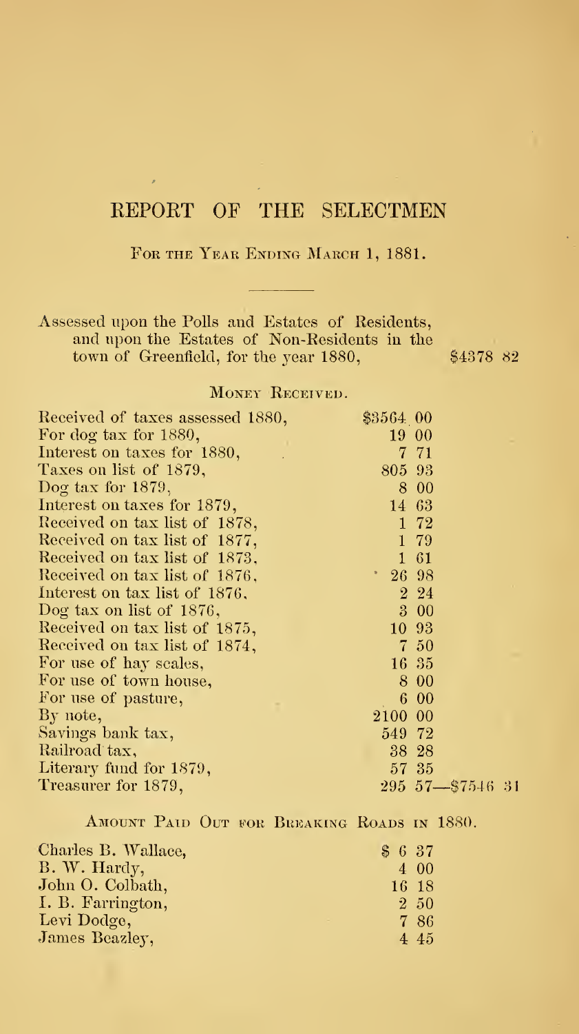# REPORT OF THE SELECTMEN

For the Year Ending March 1, 1881.

Assessed upon the Polls and Estates of Residents, and upon the Estates of Non-Residents in the town of Greenfield, for the year 1880, $4378 82

## Money Received.

| | | |
|---|---|---|
| Received of taxes assessed 1880, | $3564 00 | |
| For dog tax for 1880, | 19 00 | |
| Interest on taxes for 1880, | 7 71 | |
| Taxes on list of 1879, | 805 93 | |
| Dog tax for 1879, | 8 00 | |
| Interest on taxes for 1879, | 14 63 | |
| Received on tax list of 1878, | 1 72 | |
| Received on tax list of 1877, | 1 79 | |
| Received on tax list of 1873, | 1 61 | |
| Received on tax list of 1876, | 26 98 | |
| Interest on tax list of 1876, | 2 24 | |
| Dog tax on list of 1876, | 3 00 | |
| Received on tax list of 1875, | 10 93 | |
| Received on tax list of 1874, | 7 50 | |
| For use of hay scales, | 16 35 | |
| For use of town house, | 8 00 | |
| For use of pasture, | 6 00 | |
| By note, | 2100 00 | |
| Savings bank tax, | 549 72 | |
| Railroad tax, | 38 28 | |
| Literary fund for 1879, | 57 35 | |
| Treasurer for 1879, | 295 57 | $7546 31 |

## Amount Paid Out for Breaking Roads in 1880.

| | |
|---|---|
| Charles B. Wallace, | $ 6 37 |
| B. W. Hardy, | 4 00 |
| John O. Colbath, | 16 18 |
| I. B. Farrington, | 2 50 |
| Levi Dodge, | 7 86 |
| James Beazley, | 4 45 |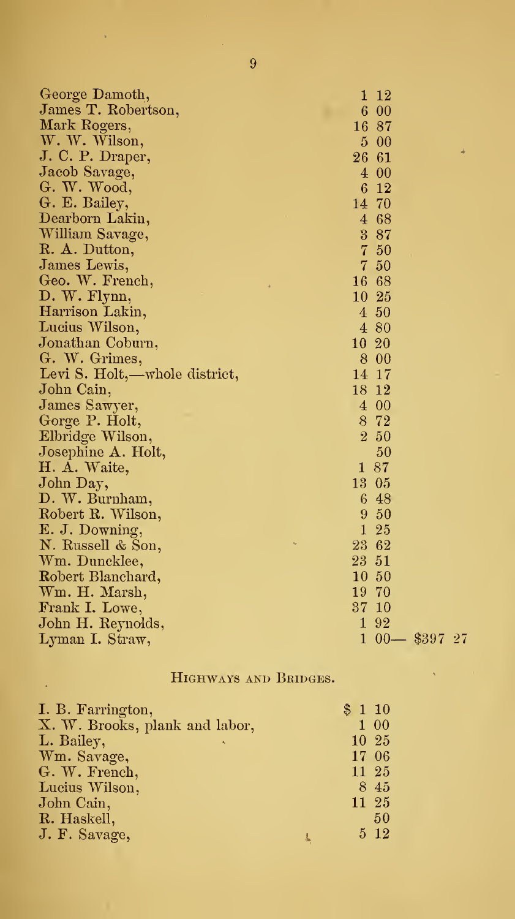| | | |
|---|---|---|
| George Damoth, | 1 12 | |
| James T. Robertson, | 6 00 | |
| Mark Rogers, | 16 87 | |
| W. W. Wilson, | 5 00 | |
| J. C. P. Draper, | 26 61 | |
| Jacob Savage, | 4 00 | |
| G. W. Wood, | 6 12 | |
| G. E. Bailey, | 14 70 | |
| Dearborn Lakin, | 4 68 | |
| William Savage, | 3 87 | |
| R. A. Dutton, | 7 50 | |
| James Lewis, | 7 50 | |
| Geo. W. French, | 16 68 | |
| D. W. Flynn, | 10 25 | |
| Harrison Lakin, | 4 50 | |
| Lucius Wilson, | 4 80 | |
| Jonathan Coburn, | 10 20 | |
| G. W. Grimes, | 8 00 | |
| Levi S. Holt,—whole district, | 14 17 | |
| John Cain, | 18 12 | |
| James Sawyer, | 4 00 | |
| Gorge P. Holt, | 8 72 | |
| Elbridge Wilson, | 2 50 | |
| Josephine A. Holt, | 50 | |
| H. A. Waite, | 1 87 | |
| John Day, | 13 05 | |
| D. W. Burnham, | 6 48 | |
| Robert R. Wilson, | 9 50 | |
| E. J. Downing, | 1 25 | |
| N. Russell & Son, | 23 62 | |
| Wm. Duncklee, | 23 51 | |
| Robert Blanchard, | 10 50 | |
| Wm. H. Marsh, | 19 70 | |
| Frank I. Lowe, | 37 10 | |
| John H. Reynolds, | 1 92 | |
| Lyman I. Straw, | 1 00— | $397 27 |

## Highways and Bridges.

| | |
|---|---|
| I. B. Farrington, | $ 1 10 |
| X. W. Brooks, plank and labor, | 1 00 |
| L. Bailey, | 10 25 |
| Wm. Savage, | 17 06 |
| G. W. French, | 11 25 |
| Lucius Wilson, | 8 45 |
| John Cain, | 11 25 |
| R. Haskell, | 50 |
| J. F. Savage, | 5 12 |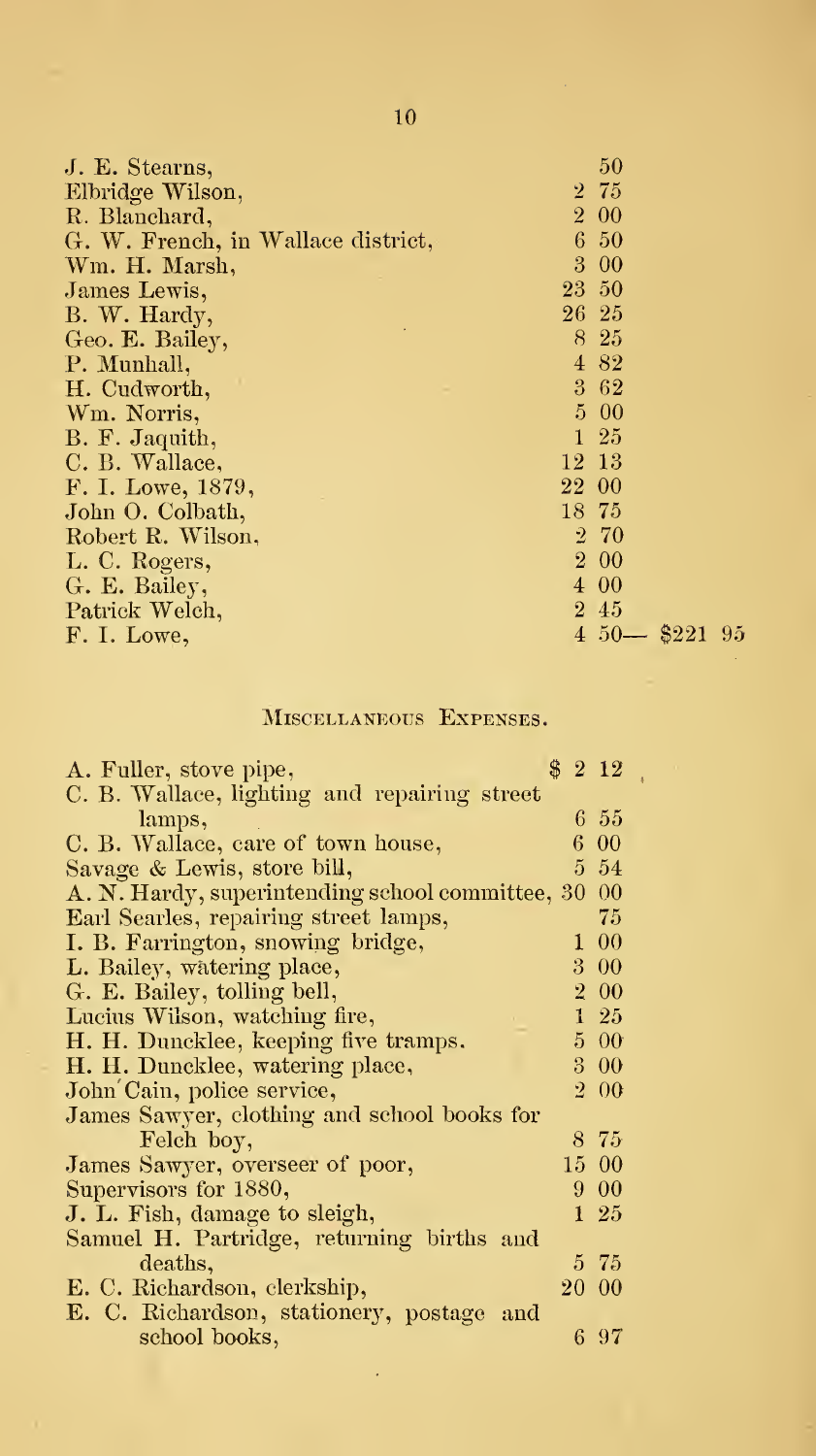| | | |
|---|---|---|
| J. E. Stearns, | 50 | |
| Elbridge Wilson, | 2 75 | |
| R. Blanchard, | 2 00 | |
| G. W. French, in Wallace district, | 6 50 | |
| Wm. H. Marsh, | 3 00 | |
| James Lewis, | 23 50 | |
| B. W. Hardy, | 26 25 | |
| Geo. E. Bailey, | 8 25 | |
| P. Munhall, | 4 82 | |
| H. Cudworth, | 3 62 | |
| Wm. Norris, | 5 00 | |
| B. F. Jaquith, | 1 25 | |
| C. B. Wallace, | 12 13 | |
| F. I. Lowe, 1879, | 22 00 | |
| John O. Colbath, | 18 75 | |
| Robert R. Wilson, | 2 70 | |
| L. C. Rogers, | 2 00 | |
| G. E. Bailey, | 4 00 | |
| Patrick Welch, | 2 45 | |
| F. I. Lowe, | 4 50— | $221 95 |

## Miscellaneous Expenses.

| | |
|---|---|
| A. Fuller, stove pipe, | $ 2 12 |
| C. B. Wallace, lighting and repairing street lamps, | 6 55 |
| C. B. Wallace, care of town house, | 6 00 |
| Savage & Lewis, store bill, | 5 54 |
| A. N. Hardy, superintending school committee, | 30 00 |
| Earl Searles, repairing street lamps, | 75 |
| I. B. Farrington, snowing bridge, | 1 00 |
| L. Bailey, watering place, | 3 00 |
| G. E. Bailey, tolling bell, | 2 00 |
| Lucius Wilson, watching fire, | 1 25 |
| H. H. Duncklee, keeping five tramps. | 5 00 |
| H. H. Duncklee, watering place, | 3 00 |
| John Cain, police service, | 2 00 |
| James Sawyer, clothing and school books for Felch boy, | 8 75 |
| James Sawyer, overseer of poor, | 15 00 |
| Supervisors for 1880, | 9 00 |
| J. L. Fish, damage to sleigh, | 1 25 |
| Samuel H. Partridge, returning births and deaths, | 5 75 |
| E. C. Richardson, clerkship, | 20 00 |
| E. C. Richardson, stationery, postage and school books, | 6 97 |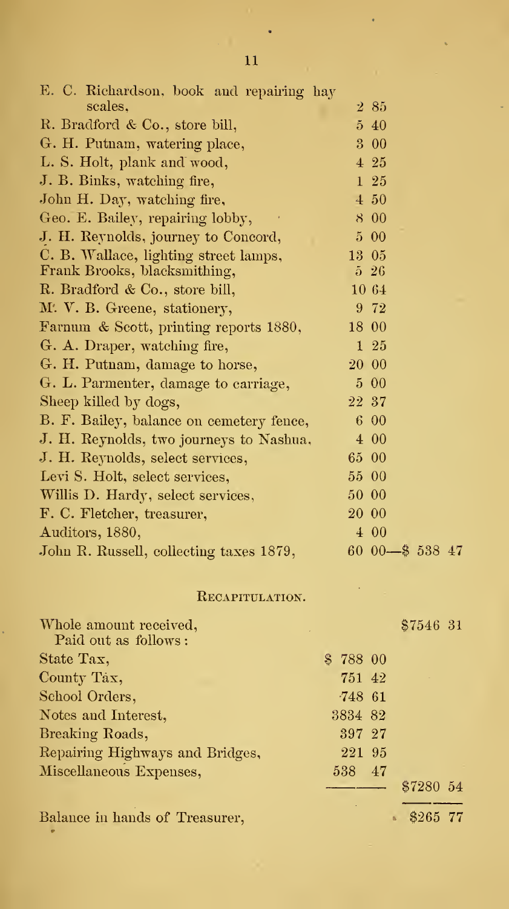| | | |
|---|---|---|
| E. C. Richardson, book and repairing hay scales, | 2 85 | |
| R. Bradford & Co., store bill, | 5 40 | |
| G. H. Putnam, watering place, | 3 00 | |
| L. S. Holt, plank and wood, | 4 25 | |
| J. B. Binks, watching fire, | 1 25 | |
| John H. Day, watching fire, | 4 50 | |
| Geo. E. Bailey, repairing lobby, | 8 00 | |
| J. H. Reynolds, journey to Concord, | 5 00 | |
| C. B. Wallace, lighting street lamps, | 13 05 | |
| Frank Brooks, blacksmithing, | 5 26 | |
| R. Bradford & Co., store bill, | 10 64 | |
| M. V. B. Greene, stationery, | 9 72 | |
| Farnum & Scott, printing reports 1880, | 18 00 | |
| G. A. Draper, watching fire, | 1 25 | |
| G. H. Putnam, damage to horse, | 20 00 | |
| G. L. Parmenter, damage to carriage, | 5 00 | |
| Sheep killed by dogs, | 22 37 | |
| B. F. Bailey, balance on cemetery fence, | 6 00 | |
| J. H. Reynolds, two journeys to Nashua, | 4 00 | |
| J. H. Reynolds, select services, | 65 00 | |
| Levi S. Holt, select services, | 55 00 | |
| Willis D. Hardy, select services, | 50 00 | |
| F. C. Fletcher, treasurer, | 20 00 | |
| Auditors, 1880, | 4 00 | |
| John R. Russell, collecting taxes 1879, | 60 00 | —$ 538 47 |

## Recapitulation.

| | | |
|---|---|---|
| Whole amount received, | | $7546 31 |
| Paid out as follows: | | |
| State Tax, | $ 788 00 | |
| County Tax, | 751 42 | |
| School Orders, | 748 61 | |
| Notes and Interest, | 3834 82 | |
| Breaking Roads, | 397 27 | |
| Repairing Highways and Bridges, | 221 95 | |
| Miscellaneous Expenses, | 538 47 | |
| | | $7280 54 |
| Balance in hands of Treasurer, | | $265 77 |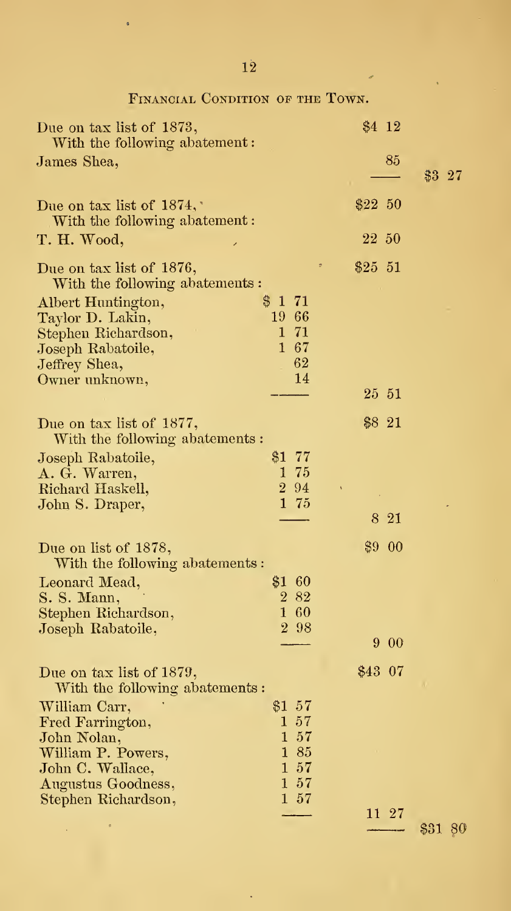## Financial Condition of the Town.

| | | | |
|---|---|---|---|
| Due on tax list of 1873, | | $4 12 | |
| With the following abatement: | | | |
| James Shea, | | 85 | |
| | | | $3 27 |
| Due on tax list of 1874, | | $22 50 | |
| With the following abatement: | | | |
| T. H. Wood, | | 22 50 | |
| Due on tax list of 1876, | | $25 51 | |
| With the following abatements: | | | |
| Albert Huntington, | $1 71 | | |
| Taylor D. Lakin, | 19 66 | | |
| Stephen Richardson, | 1 71 | | |
| Joseph Rabatoile, | 1 67 | | |
| Jeffrey Shea, | 62 | | |
| Owner unknown, | 14 | | |
| | | 25 51 | |
| Due on tax list of 1877, | | $8 21 | |
| With the following abatements: | | | |
| Joseph Rabatoile, | $1 77 | | |
| A. G. Warren, | 1 75 | | |
| Richard Haskell, | 2 94 | | |
| John S. Draper, | 1 75 | | |
| | | 8 21 | |
| Due on list of 1878, | | $9 00 | |
| With the following abatements: | | | |
| Leonard Mead, | $1 60 | | |
| S. S. Mann, | 2 82 | | |
| Stephen Richardson, | 1 60 | | |
| Joseph Rabatoile, | 2 98 | | |
| | | 9 00 | |
| Due on tax list of 1879, | | $43 07 | |
| With the following abatements: | | | |
| William Carr, | $1 57 | | |
| Fred Farrington, | 1 57 | | |
| John Nolan, | 1 57 | | |
| William P. Powers, | 1 85 | | |
| John C. Wallace, | 1 57 | | |
| Augustus Goodness, | 1 57 | | |
| Stephen Richardson, | 1 57 | | |
| | | 11 27 | |
| | | | $31 80 |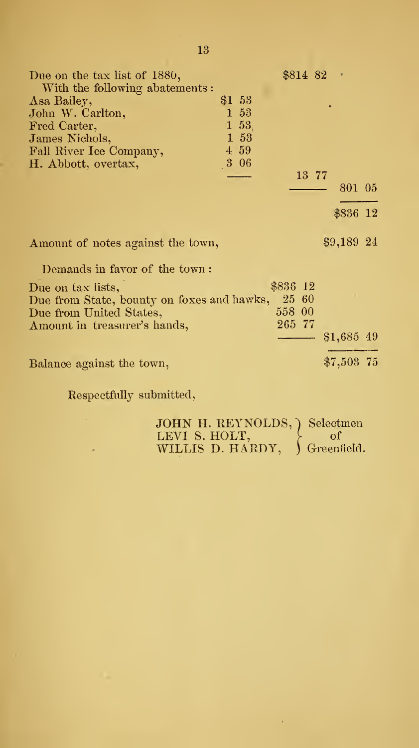| | | | |
|---|---|---|---|
| Due on the tax list of 1880, | | $814 82 | |
| With the following abatements: | | | |
| Asa Bailey, | $1 53 | | |
| John W. Carlton, | 1 53 | | |
| Fred Carter, | 1 53 | | |
| James Nichols, | 1 53 | | |
| Fall River Ice Company, | 4 59 | | |
| H. Abbott, overtax, | 3 06 | | |
| | | 13 77 | |
| | | | 801 05 |
| | | | $836 12 |

| | | |
|---|---|---|
| Amount of notes against the town, | | $9,189 24 |
| Demands in favor of the town: | | |
| Due on tax lists, | $836 12 | |
| Due from State, bounty on foxes and hawks, | 25 60 | |
| Due from United States, | 558 00 | |
| Amount in treasurer's hands, | 265 77 | |
| | | $1,685 49 |
| Balance against the town, | | $7,503 75 |

Respectfully submitted,

JOHN H. REYNOLDS,
LEVI S. HOLT,
WILLIS D. HARDY,
Selectmen of Greenfield.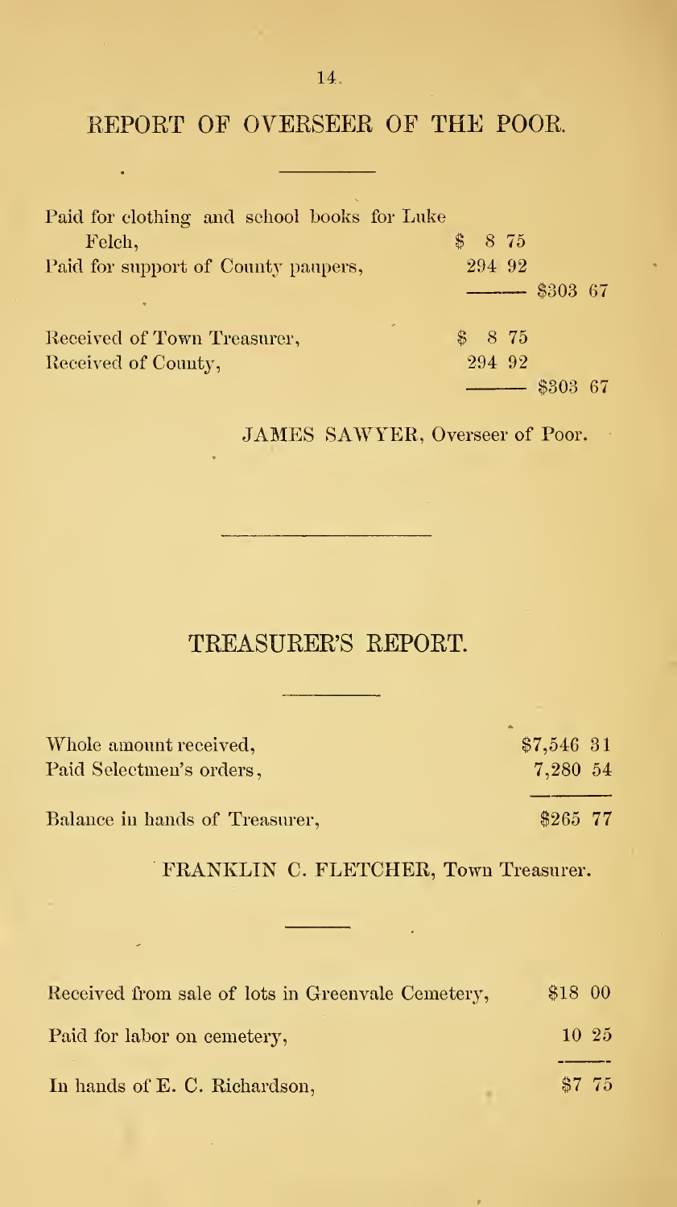## REPORT OF OVERSEER OF THE POOR.

| | | |
|---|---|---|
| Paid for clothing and school books for Luke Felch, | $ 8 75 | |
| Paid for support of County paupers, | 294 92 | |
| | | $303 67 |
| Received of Town Treasurer, | $ 8 75 | |
| Received of County, | 294 92 | |
| | | $303 67 |

JAMES SAWYER, Overseer of Poor.

## TREASURER'S REPORT.

| | |
|---|---|
| Whole amount received, | $7,546 31 |
| Paid Selectmen's orders, | 7,280 54 |
| Balance in hands of Treasurer, | $265 77 |

FRANKLIN C. FLETCHER, Town Treasurer.

| | |
|---|---|
| Received from sale of lots in Greenvale Cemetery, | $18 00 |
| Paid for labor on cemetery, | 10 25 |
| In hands of E. C. Richardson, | $7 75 |